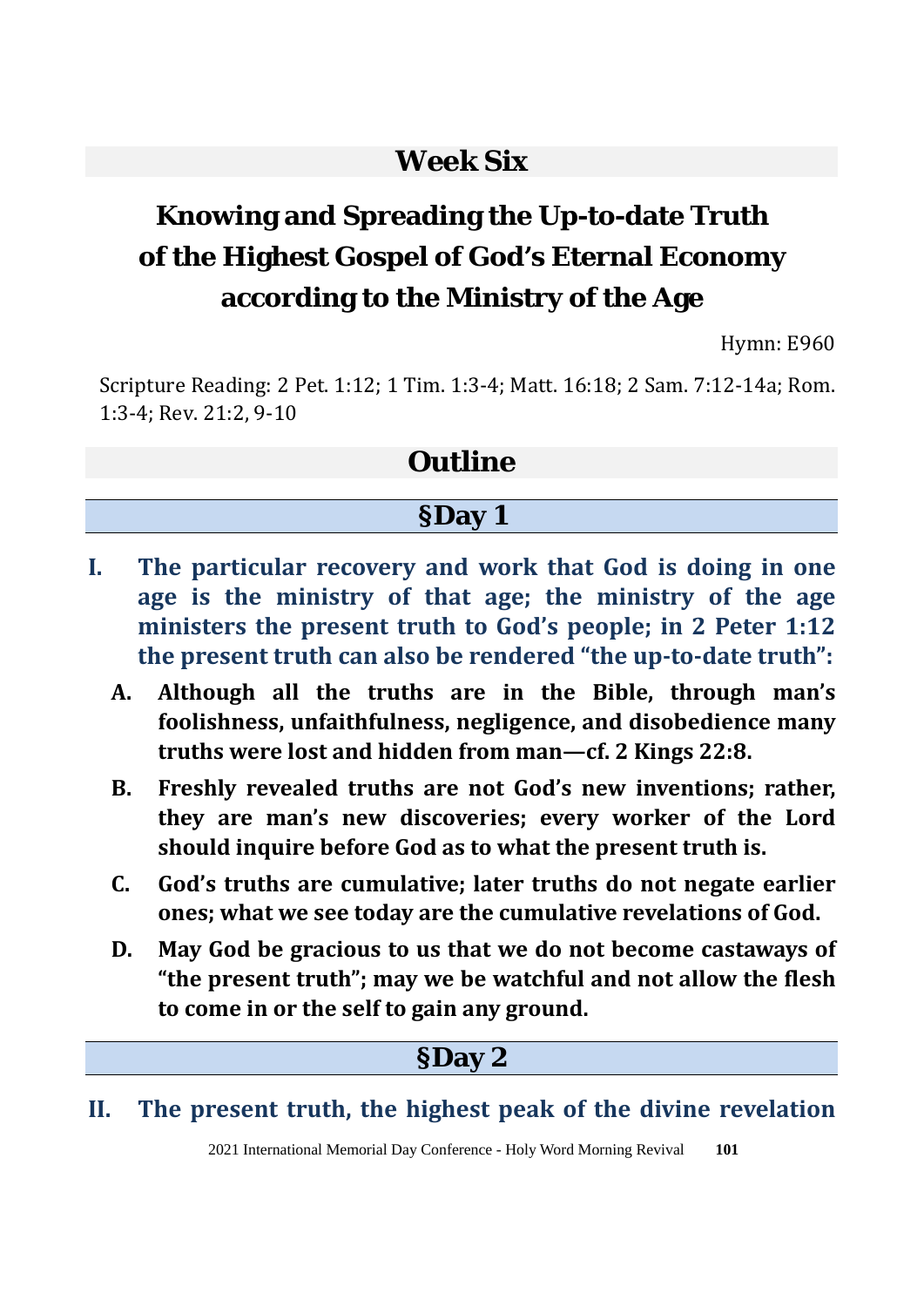# Week Six

## Knowing and Spreading the Up-to-date Truth of the Highest Gospel of God's Eternal Economy according to the Ministry of the Age

Hymn: E960

Scripture Reading: 2 Pet. 1:12; 1 Tim. 1:3-4; Matt. 16:18; 2 Sam. 7:12-14a; Rom. 1:3-4; Rev. 21:2, 9-10

## Outline

### §Day 1

**I. The particular recovery and work that God is doing in one age is the ministry of that age; the ministry of the age ministers the present truth to God's people; in 2 Peter 1:12 the present truth can also be rendered "the up-to-date truth":**

- **A. Although all the truths are in the Bible, through man's foolishness, unfaithfulness, negligence, and disobedience many truths were lost and hidden from man—cf. 2 Kings 22:8.**
- **B. Freshly revealed truths are not God's new inventions; rather, they are man's new discoveries; every worker of the Lord should inquire before God as to what the present truth is.**
- **C. God's truths are cumulative; later truths do not negate earlier ones; what we see today are the cumulative revelations of God.**
- **D. May God be gracious to us that we do not become castaways of "the present truth"; may we be watchful and not allow the flesh to come in or the self to gain any ground.**

### §Day 2

**II. The present truth, the highest peak of the divine revelation**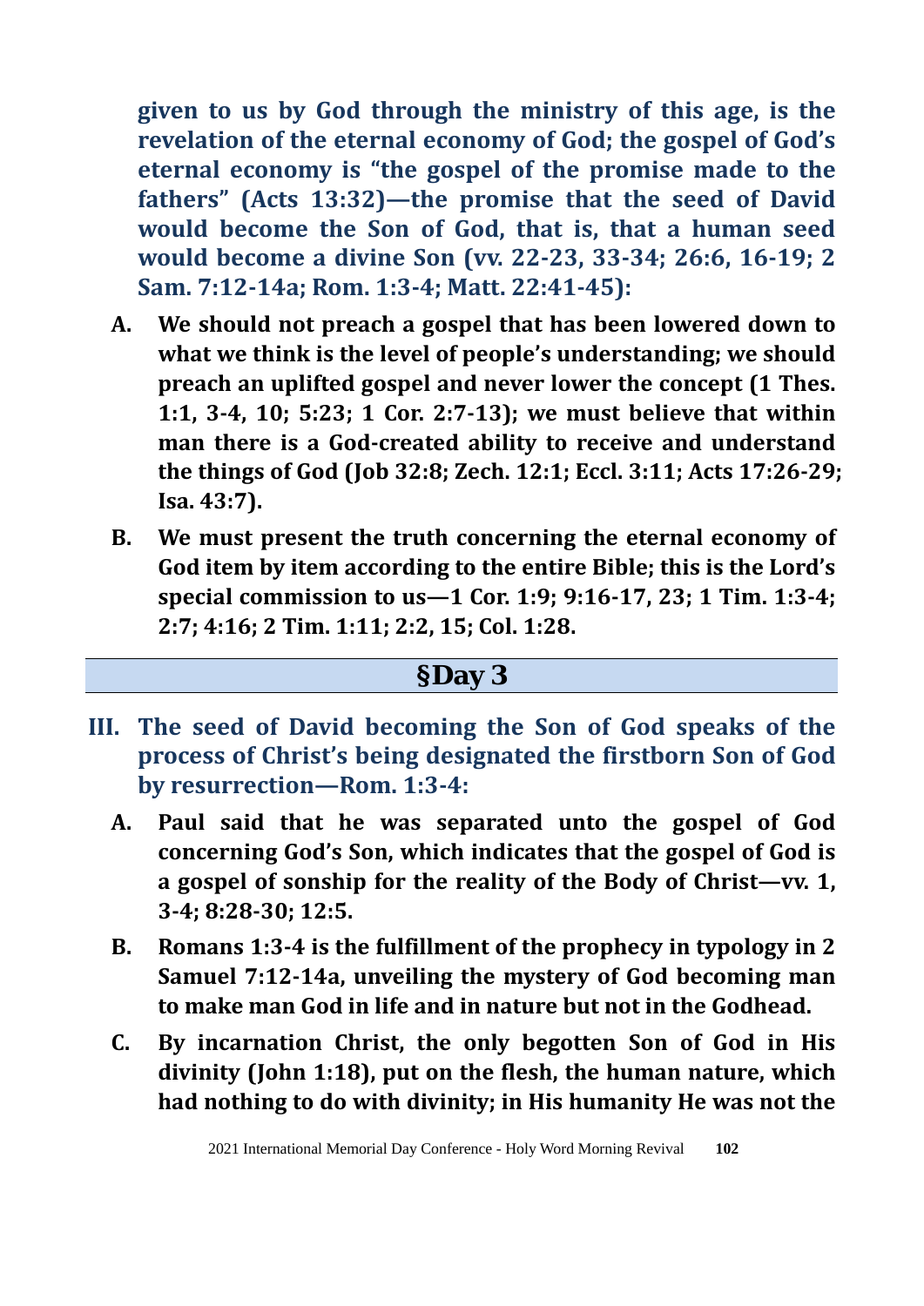**given to us by God through the ministry of this age, is the revelation of the eternal economy of God; the gospel of God's eternal economy is "the gospel of the promise made to the fathers" (Acts 13:32)—the promise that the seed of David would become the Son of God, that is, that a human seed would become a divine Son (vv. 22-23, 33-34; 26:6, 16-19; 2 Sam. 7:12-14a; Rom. 1:3-4; Matt. 22:41-45):**

- **A. We should not preach a gospel that has been lowered down to what we think is the level of people's understanding; we should preach an uplifted gospel and never lower the concept (1 Thes. 1:1, 3-4, 10; 5:23; 1 Cor. 2:7-13); we must believe that within man there is a God-created ability to receive and understand the things of God (Job 32:8; Zech. 12:1; Eccl. 3:11; Acts 17:26-29; Isa. 43:7).**
- **B. We must present the truth concerning the eternal economy of God item by item according to the entire Bible; this is the Lord's special commission to us—1 Cor. 1:9; 9:16-17, 23; 1 Tim. 1:3-4; 2:7; 4:16; 2 Tim. 1:11; 2:2, 15; Col. 1:28.**

## §Day 3

**III. The seed of David becoming the Son of God speaks of the process of Christ's being designated the firstborn Son of God by resurrection—Rom. 1:3-4:**

- **A. Paul said that he was separated unto the gospel of God concerning God's Son, which indicates that the gospel of God is a gospel of sonship for the reality of the Body of Christ—vv. 1, 3-4; 8:28-30; 12:5.**
- **B. Romans 1:3-4 is the fulfillment of the prophecy in typology in 2 Samuel 7:12-14a, unveiling the mystery of God becoming man to make man God in life and in nature but not in the Godhead.**
- **C. By incarnation Christ, the only begotten Son of God in His divinity (John 1:18), put on the flesh, the human nature, which had nothing to do with divinity; in His humanity He was not the**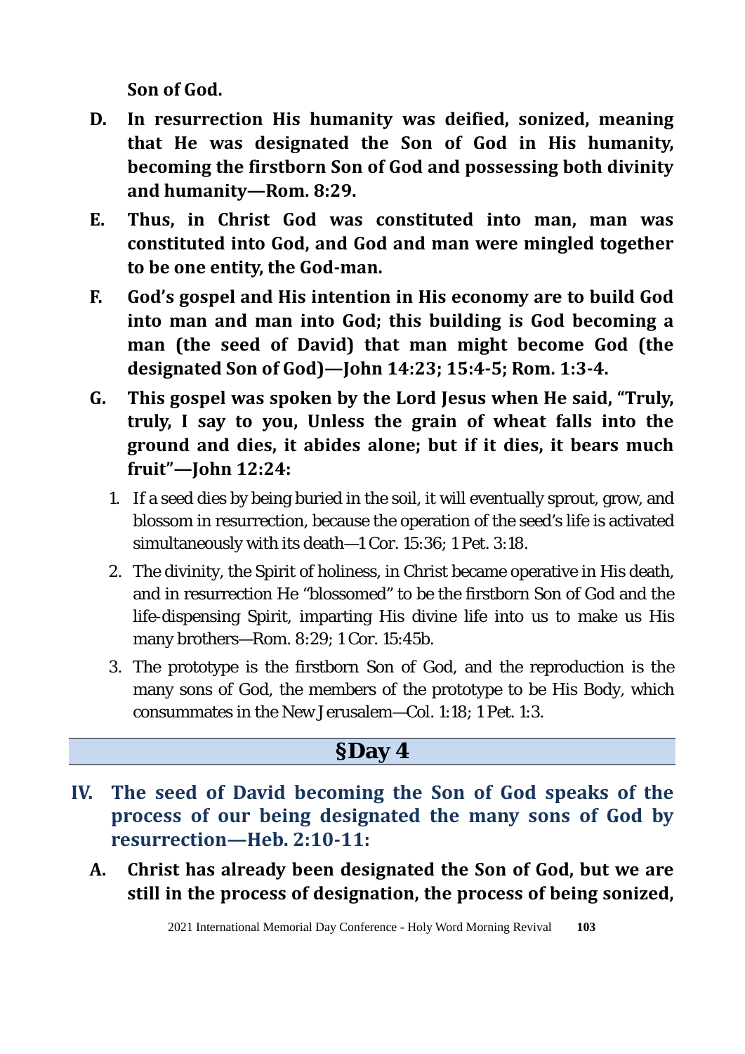**Son of God.**

- **D. In resurrection His humanity was deified, sonized, meaning that He was designated the Son of God in His humanity, becoming the firstborn Son of God and possessing both divinity and humanity—Rom. 8:29.**
- **E. Thus, in Christ God was constituted into man, man was constituted into God, and God and man were mingled together to be one entity, the God-man.**
- **F. God's gospel and His intention in His economy are to build God into man and man into God; this building is God becoming a man (the seed of David) that man might become God (the designated Son of God)—John 14:23; 15:4-5; Rom. 1:3-4.**
- **G. This gospel was spoken by the Lord Jesus when He said, "Truly, truly, I say to you, Unless the grain of wheat falls into the ground and dies, it abides alone; but if it dies, it bears much fruit"—John 12:24:**
  1. If a seed dies by being buried in the soil, it will eventually sprout, grow, and blossom in resurrection, because the operation of the seed's life is activated simultaneously with its death—1 Cor. 15:36; 1 Pet. 3:18.
  2. The divinity, the Spirit of holiness, in Christ became operative in His death, and in resurrection He "blossomed" to be the firstborn Son of God and the life-dispensing Spirit, imparting His divine life into us to make us His many brothers—Rom. 8:29; 1 Cor. 15:45b.
  3. The prototype is the firstborn Son of God, and the reproduction is the many sons of God, the members of the prototype to be His Body, which consummates in the New Jerusalem—Col. 1:18; 1 Pet. 1:3.

## §Day 4

### IV. The seed of David becoming the Son of God speaks of the process of our being designated the many sons of God by resurrection—Heb. 2:10-11:

- **A. Christ has already been designated the Son of God, but we are still in the process of designation, the process of being sonized,**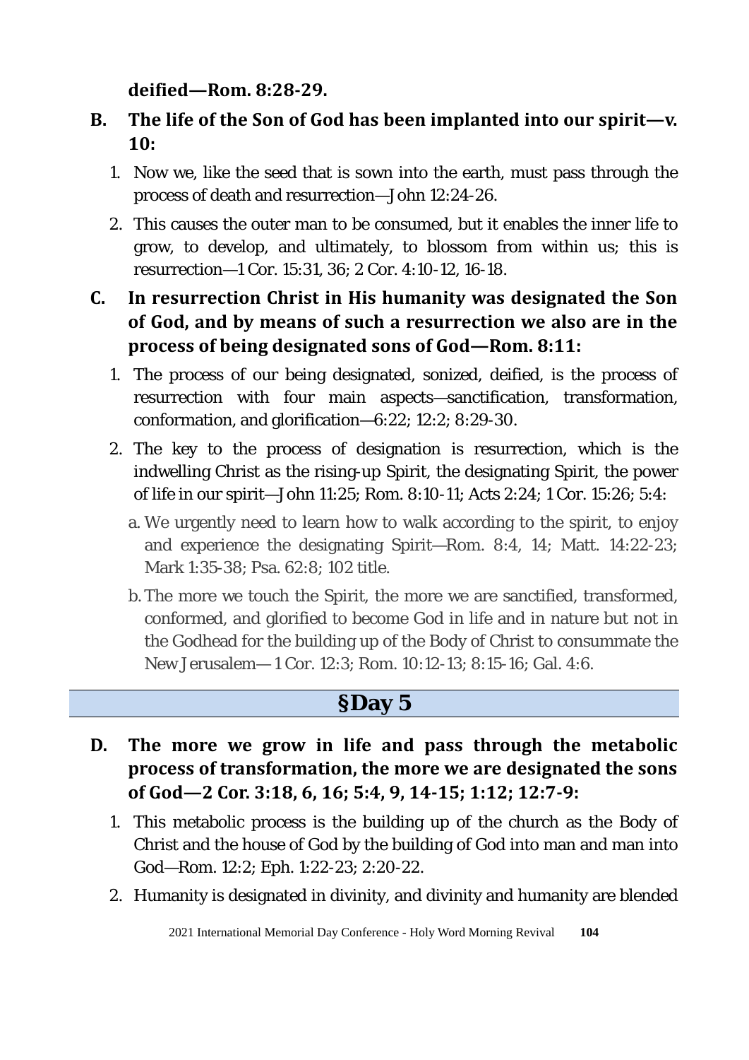**deified—Rom. 8:28-29.**

**B. The life of the Son of God has been implanted into our spirit—v. 10:**

1. Now we, like the seed that is sown into the earth, must pass through the process of death and resurrection—John 12:24-26.
2. This causes the outer man to be consumed, but it enables the inner life to grow, to develop, and ultimately, to blossom from within us; this is resurrection—1 Cor. 15:31, 36; 2 Cor. 4:10-12, 16-18.

**C. In resurrection Christ in His humanity was designated the Son of God, and by means of such a resurrection we also are in the process of being designated sons of God—Rom. 8:11:**

1. The process of our being designated, sonized, deified, is the process of resurrection with four main aspects—sanctification, transformation, conformation, and glorification—6:22; 12:2; 8:29-30.
2. The key to the process of designation is resurrection, which is the indwelling Christ as the rising-up Spirit, the designating Spirit, the power of life in our spirit—John 11:25; Rom. 8:10-11; Acts 2:24; 1 Cor. 15:26; 5:4:
   a. We urgently need to learn how to walk according to the spirit, to enjoy and experience the designating Spirit—Rom. 8:4, 14; Matt. 14:22-23; Mark 1:35-38; Psa. 62:8; 102 title.
   b. The more we touch the Spirit, the more we are sanctified, transformed, conformed, and glorified to become God in life and in nature but not in the Godhead for the building up of the Body of Christ to consummate the New Jerusalem—1 Cor. 12:3; Rom. 10:12-13; 8:15-16; Gal. 4:6.

## §Day 5

**D. The more we grow in life and pass through the metabolic process of transformation, the more we are designated the sons of God—2 Cor. 3:18, 6, 16; 5:4, 9, 14-15; 1:12; 12:7-9:**

1. This metabolic process is the building up of the church as the Body of Christ and the house of God by the building of God into man and man into God—Rom. 12:2; Eph. 1:22-23; 2:20-22.
2. Humanity is designated in divinity, and divinity and humanity are blended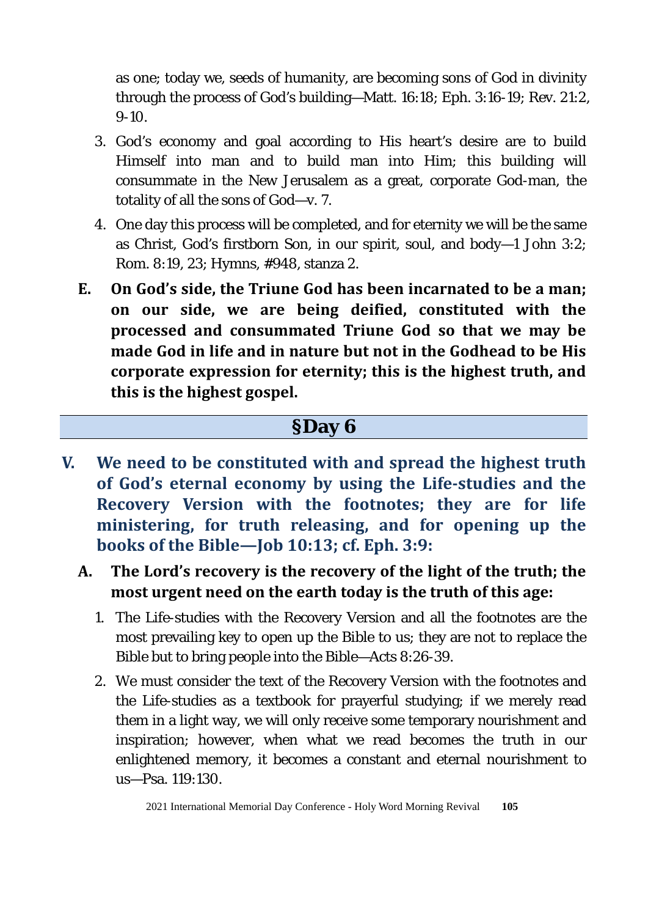as one; today we, seeds of humanity, are becoming sons of God in divinity through the process of God's building—Matt. 16:18; Eph. 3:16-19; Rev. 21:2, 9-10.

3. God's economy and goal according to His heart's desire are to build Himself into man and to build man into Him; this building will consummate in the New Jerusalem as a great, corporate God-man, the totality of all the sons of God—v. 7.
4. One day this process will be completed, and for eternity we will be the same as Christ, God's firstborn Son, in our spirit, soul, and body—1 John 3:2; Rom. 8:19, 23; Hymns, #948, stanza 2.

**E. On God's side, the Triune God has been incarnated to be a man; on our side, we are being deified, constituted with the processed and consummated Triune God so that we may be made God in life and in nature but not in the Godhead to be His corporate expression for eternity; this is the highest truth, and this is the highest gospel.**

## §Day 6

### V. We need to be constituted with and spread the highest truth of God's eternal economy by using the Life-studies and the Recovery Version with the footnotes; they are for life ministering, for truth releasing, and for opening up the books of the Bible—Job 10:13; cf. Eph. 3:9:

**A. The Lord's recovery is the recovery of the light of the truth; the most urgent need on the earth today is the truth of this age:**

1. The Life-studies with the Recovery Version and all the footnotes are the most prevailing key to open up the Bible to us; they are not to replace the Bible but to bring people into the Bible—Acts 8:26-39.
2. We must consider the text of the Recovery Version with the footnotes and the Life-studies as a textbook for prayerful studying; if we merely read them in a light way, we will only receive some temporary nourishment and inspiration; however, when what we read becomes the truth in our enlightened memory, it becomes a constant and eternal nourishment to us—Psa. 119:130.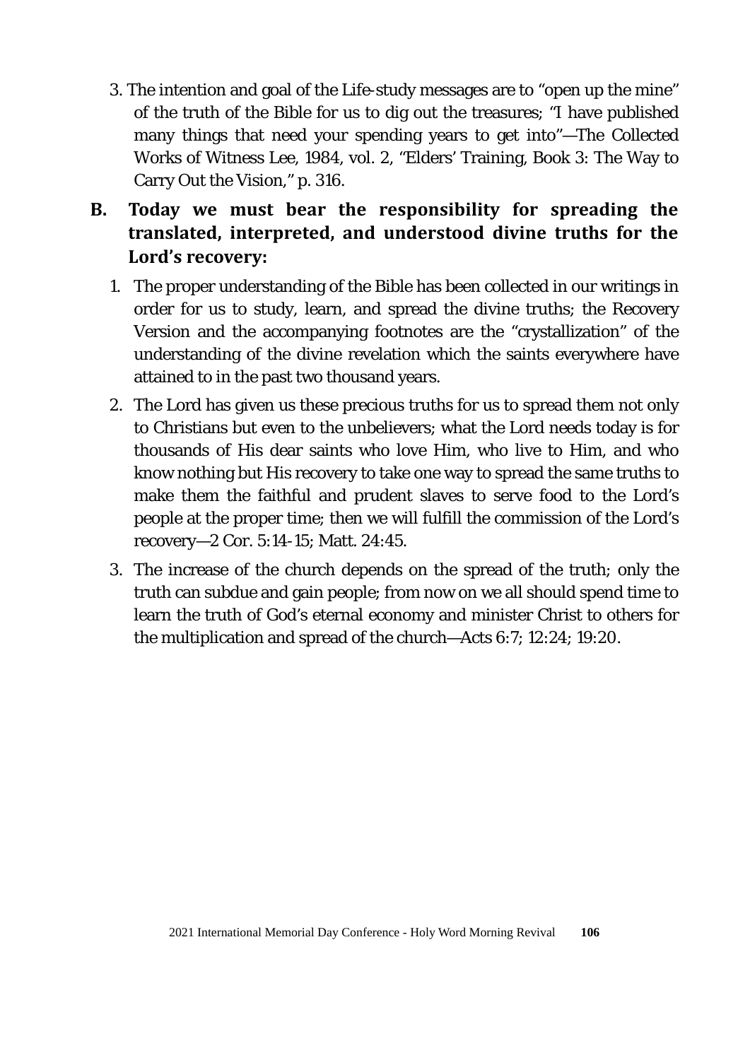3. The intention and goal of the Life-study messages are to "open up the mine" of the truth of the Bible for us to dig out the treasures; "I have published many things that need your spending years to get into"—The Collected Works of Witness Lee, 1984, vol. 2, "Elders' Training, Book 3: The Way to Carry Out the Vision," p. 316.

**B. Today we must bear the responsibility for spreading the translated, interpreted, and understood divine truths for the Lord's recovery:**

1. The proper understanding of the Bible has been collected in our writings in order for us to study, learn, and spread the divine truths; the Recovery Version and the accompanying footnotes are the "crystallization" of the understanding of the divine revelation which the saints everywhere have attained to in the past two thousand years.
2. The Lord has given us these precious truths for us to spread them not only to Christians but even to the unbelievers; what the Lord needs today is for thousands of His dear saints who love Him, who live to Him, and who know nothing but His recovery to take one way to spread the same truths to make them the faithful and prudent slaves to serve food to the Lord's people at the proper time; then we will fulfill the commission of the Lord's recovery—2 Cor. 5:14-15; Matt. 24:45.
3. The increase of the church depends on the spread of the truth; only the truth can subdue and gain people; from now on we all should spend time to learn the truth of God's eternal economy and minister Christ to others for the multiplication and spread of the church—Acts 6:7; 12:24; 19:20.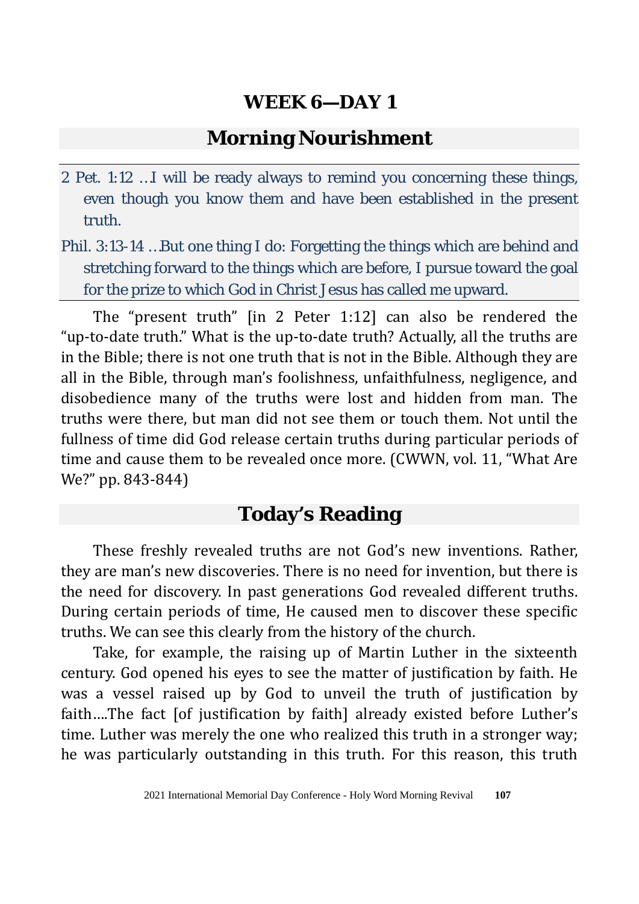# WEEK 6—DAY 1

## Morning Nourishment

2 Pet. 1:12 …I will be ready always to remind you concerning these things, even though you know them and have been established in the present truth.

Phil. 3:13-14 …But one thing I do: Forgetting the things which are behind and stretching forward to the things which are before, I pursue toward the goal for the prize to which God in Christ Jesus has called me upward.

The "present truth" [in 2 Peter 1:12] can also be rendered the "up-to-date truth." What is the up-to-date truth? Actually, all the truths are in the Bible; there is not one truth that is not in the Bible. Although they are all in the Bible, through man's foolishness, unfaithfulness, negligence, and disobedience many of the truths were lost and hidden from man. The truths were there, but man did not see them or touch them. Not until the fullness of time did God release certain truths during particular periods of time and cause them to be revealed once more. (CWWN, vol. 11, "What Are We?" pp. 843-844)

## Today's Reading

These freshly revealed truths are not God's new inventions. Rather, they are man's new discoveries. There is no need for invention, but there is the need for discovery. In past generations God revealed different truths. During certain periods of time, He caused men to discover these specific truths. We can see this clearly from the history of the church.

Take, for example, the raising up of Martin Luther in the sixteenth century. God opened his eyes to see the matter of justification by faith. He was a vessel raised up by God to unveil the truth of justification by faith….The fact [of justification by faith] already existed before Luther's time. Luther was merely the one who realized this truth in a stronger way; he was particularly outstanding in this truth. For this reason, this truth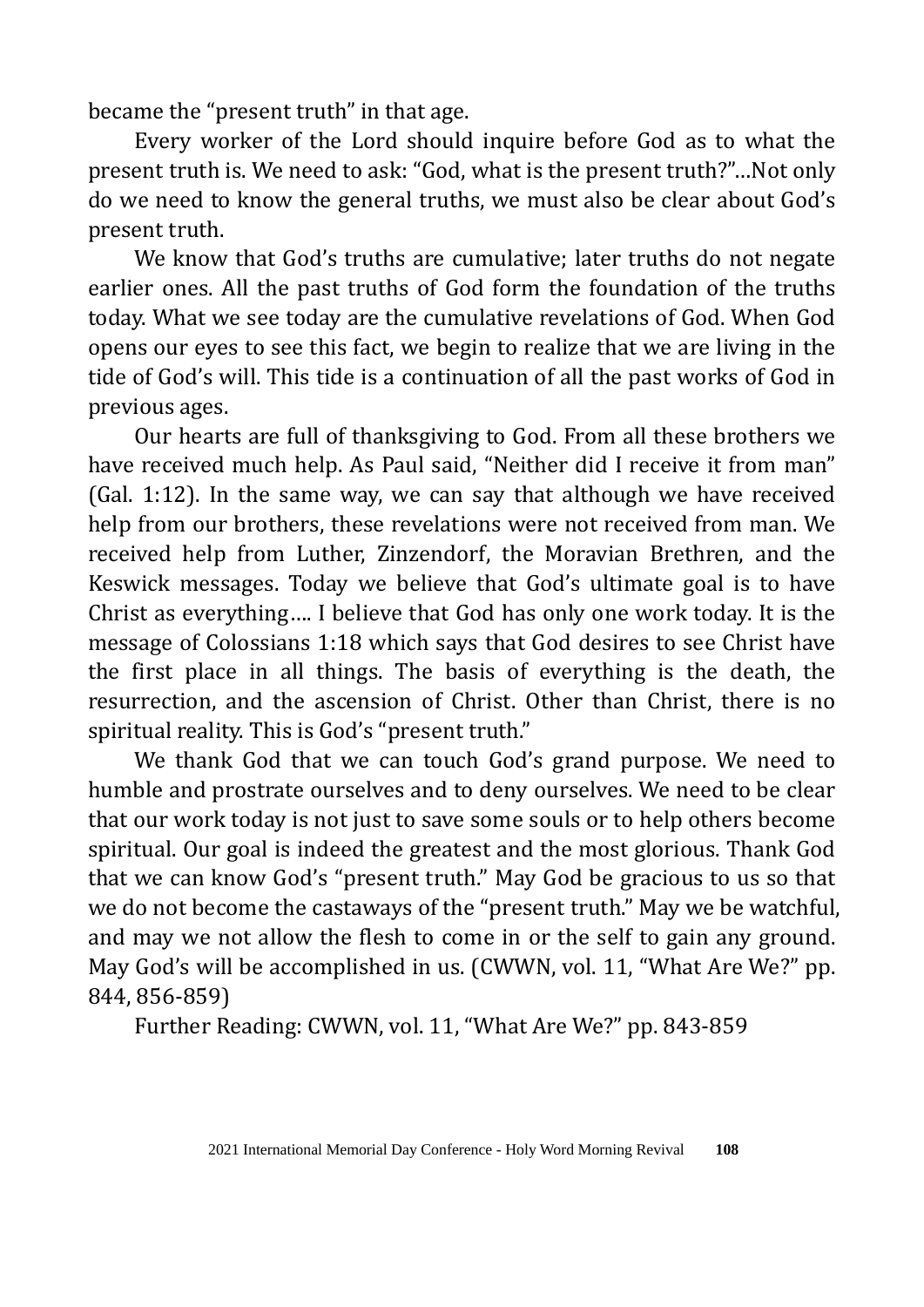became the “present truth” in that age.

Every worker of the Lord should inquire before God as to what the present truth is. We need to ask: “God, what is the present truth?”...Not only do we need to know the general truths, we must also be clear about God’s present truth.

We know that God’s truths are cumulative; later truths do not negate earlier ones. All the past truths of God form the foundation of the truths today. What we see today are the cumulative revelations of God. When God opens our eyes to see this fact, we begin to realize that we are living in the tide of God’s will. This tide is a continuation of all the past works of God in previous ages.

Our hearts are full of thanksgiving to God. From all these brothers we have received much help. As Paul said, “Neither did I receive it from man” (Gal. 1:12). In the same way, we can say that although we have received help from our brothers, these revelations were not received from man. We received help from Luther, Zinzendorf, the Moravian Brethren, and the Keswick messages. Today we believe that God’s ultimate goal is to have Christ as everything.... I believe that God has only one work today. It is the message of Colossians 1:18 which says that God desires to see Christ have the first place in all things. The basis of everything is the death, the resurrection, and the ascension of Christ. Other than Christ, there is no spiritual reality. This is God’s “present truth.”

We thank God that we can touch God’s grand purpose. We need to humble and prostrate ourselves and to deny ourselves. We need to be clear that our work today is not just to save some souls or to help others become spiritual. Our goal is indeed the greatest and the most glorious. Thank God that we can know God’s “present truth.” May God be gracious to us so that we do not become the castaways of the “present truth.” May we be watchful, and may we not allow the flesh to come in or the self to gain any ground. May God’s will be accomplished in us. (CWWN, vol. 11, “What Are We?” pp. 844, 856-859)

Further Reading: CWWN, vol. 11, “What Are We?” pp. 843-859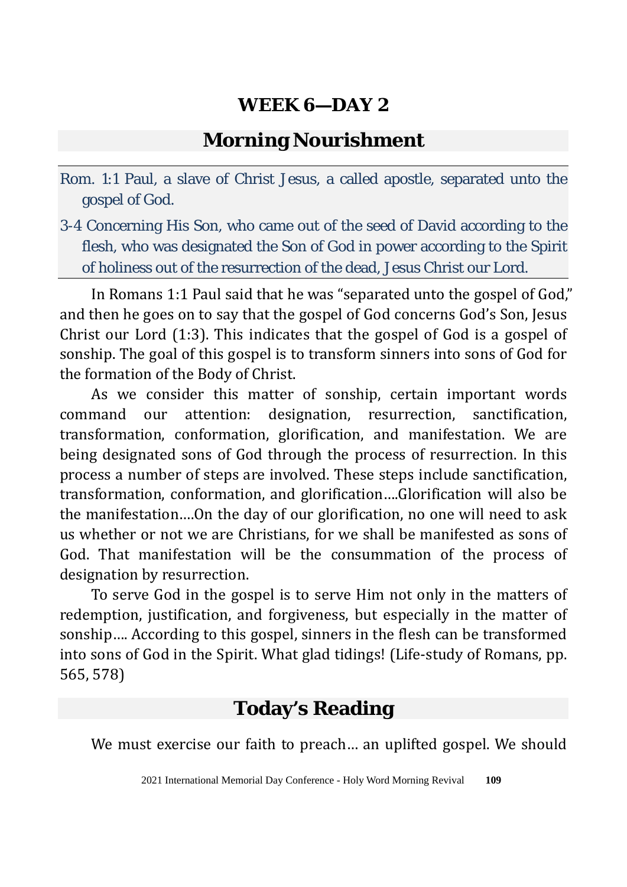## WEEK 6—DAY 2

## Morning Nourishment

Rom. 1:1 Paul, a slave of Christ Jesus, a called apostle, separated unto the gospel of God.

3-4 Concerning His Son, who came out of the seed of David according to the flesh, who was designated the Son of God in power according to the Spirit of holiness out of the resurrection of the dead, Jesus Christ our Lord.

In Romans 1:1 Paul said that he was "separated unto the gospel of God," and then he goes on to say that the gospel of God concerns God's Son, Jesus Christ our Lord (1:3). This indicates that the gospel of God is a gospel of sonship. The goal of this gospel is to transform sinners into sons of God for the formation of the Body of Christ.

As we consider this matter of sonship, certain important words command our attention: designation, resurrection, sanctification, transformation, conformation, glorification, and manifestation. We are being designated sons of God through the process of resurrection. In this process a number of steps are involved. These steps include sanctification, transformation, conformation, and glorification….Glorification will also be the manifestation….On the day of our glorification, no one will need to ask us whether or not we are Christians, for we shall be manifested as sons of God. That manifestation will be the consummation of the process of designation by resurrection.

To serve God in the gospel is to serve Him not only in the matters of redemption, justification, and forgiveness, but especially in the matter of sonship…. According to this gospel, sinners in the flesh can be transformed into sons of God in the Spirit. What glad tidings! (Life-study of Romans, pp. 565, 578)

## Today's Reading

We must exercise our faith to preach… an uplifted gospel. We should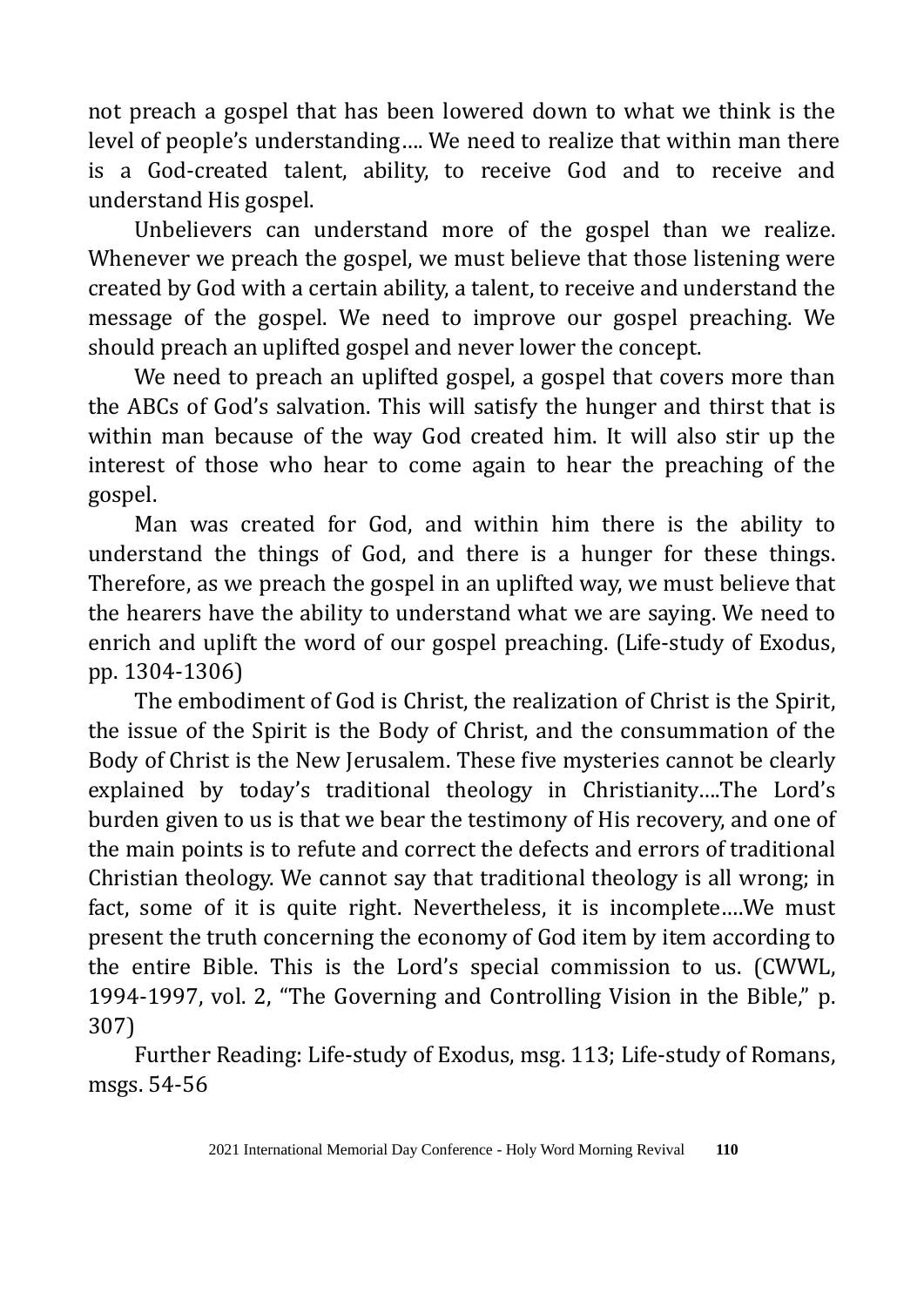not preach a gospel that has been lowered down to what we think is the level of people's understanding…. We need to realize that within man there is a God-created talent, ability, to receive God and to receive and understand His gospel.

Unbelievers can understand more of the gospel than we realize. Whenever we preach the gospel, we must believe that those listening were created by God with a certain ability, a talent, to receive and understand the message of the gospel. We need to improve our gospel preaching. We should preach an uplifted gospel and never lower the concept.

We need to preach an uplifted gospel, a gospel that covers more than the ABCs of God's salvation. This will satisfy the hunger and thirst that is within man because of the way God created him. It will also stir up the interest of those who hear to come again to hear the preaching of the gospel.

Man was created for God, and within him there is the ability to understand the things of God, and there is a hunger for these things. Therefore, as we preach the gospel in an uplifted way, we must believe that the hearers have the ability to understand what we are saying. We need to enrich and uplift the word of our gospel preaching. (Life-study of Exodus, pp. 1304-1306)

The embodiment of God is Christ, the realization of Christ is the Spirit, the issue of the Spirit is the Body of Christ, and the consummation of the Body of Christ is the New Jerusalem. These five mysteries cannot be clearly explained by today's traditional theology in Christianity….The Lord's burden given to us is that we bear the testimony of His recovery, and one of the main points is to refute and correct the defects and errors of traditional Christian theology. We cannot say that traditional theology is all wrong; in fact, some of it is quite right. Nevertheless, it is incomplete….We must present the truth concerning the economy of God item by item according to the entire Bible. This is the Lord's special commission to us. (CWWL, 1994-1997, vol. 2, "The Governing and Controlling Vision in the Bible," p. 307)

Further Reading: Life-study of Exodus, msg. 113; Life-study of Romans, msgs. 54-56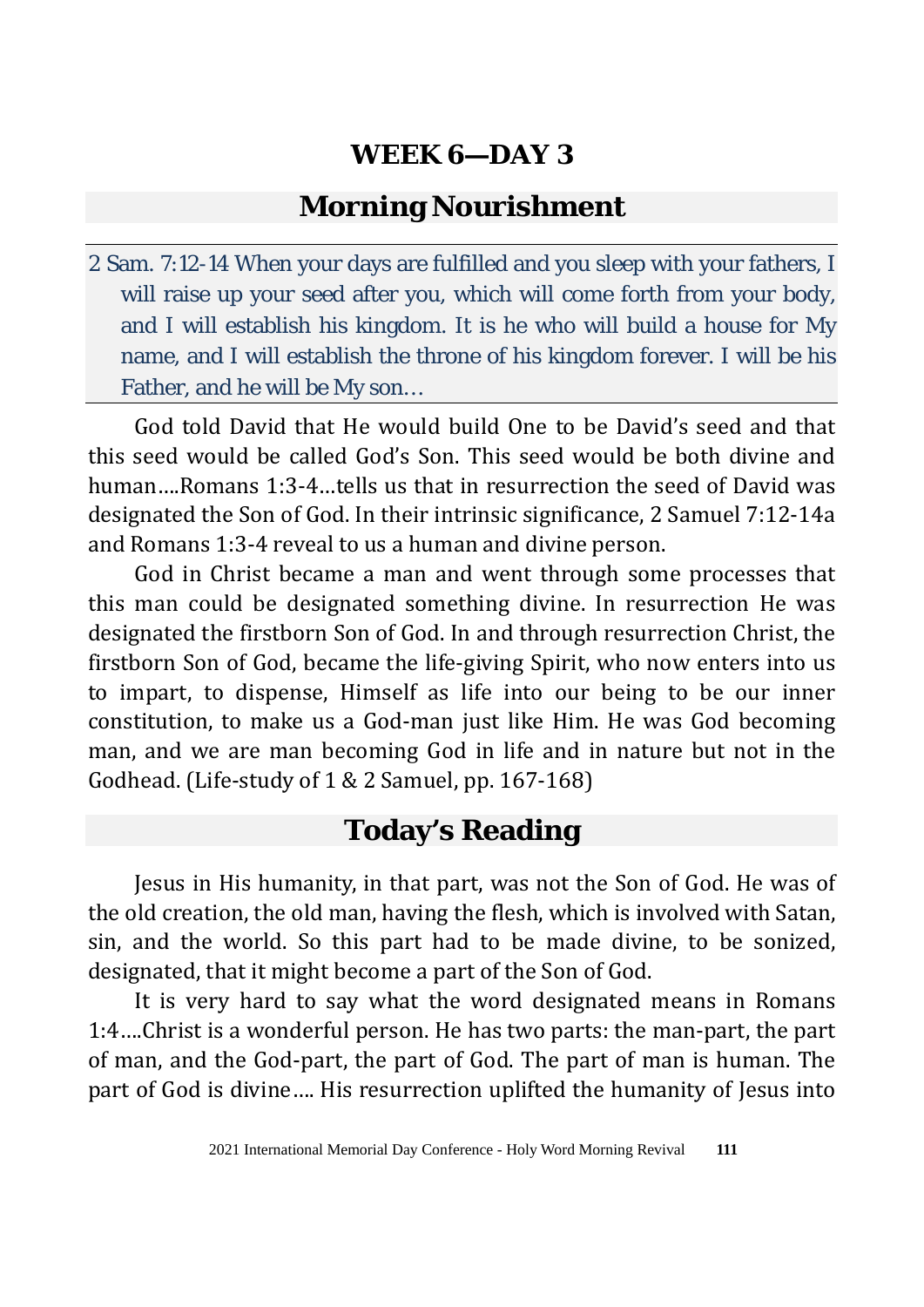# WEEK 6—DAY 3

## Morning Nourishment

2 Sam. 7:12-14 When your days are fulfilled and you sleep with your fathers, I will raise up your seed after you, which will come forth from your body, and I will establish his kingdom. It is he who will build a house for My name, and I will establish the throne of his kingdom forever. I will be his Father, and he will be My son…

God told David that He would build One to be David's seed and that this seed would be called God's Son. This seed would be both divine and human….Romans 1:3-4…tells us that in resurrection the seed of David was designated the Son of God. In their intrinsic significance, 2 Samuel 7:12-14a and Romans 1:3-4 reveal to us a human and divine person.

God in Christ became a man and went through some processes that this man could be designated something divine. In resurrection He was designated the firstborn Son of God. In and through resurrection Christ, the firstborn Son of God, became the life-giving Spirit, who now enters into us to impart, to dispense, Himself as life into our being to be our inner constitution, to make us a God-man just like Him. He was God becoming man, and we are man becoming God in life and in nature but not in the Godhead. (Life-study of 1 & 2 Samuel, pp. 167-168)

## Today's Reading

Jesus in His humanity, in that part, was not the Son of God. He was of the old creation, the old man, having the flesh, which is involved with Satan, sin, and the world. So this part had to be made divine, to be sonized, designated, that it might become a part of the Son of God.

It is very hard to say what the word designated means in Romans 1:4….Christ is a wonderful person. He has two parts: the man-part, the part of man, and the God-part, the part of God. The part of man is human. The part of God is divine…. His resurrection uplifted the humanity of Jesus into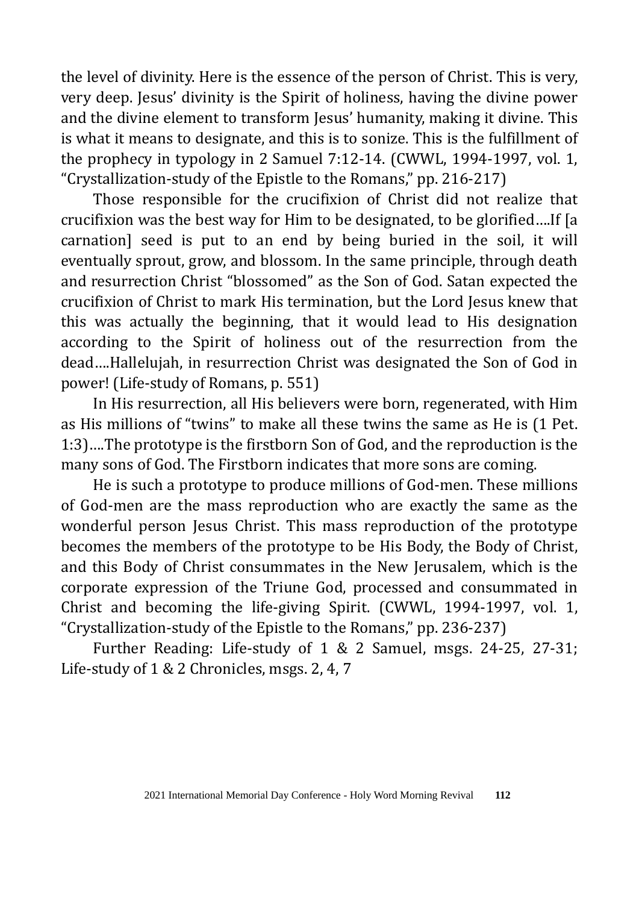the level of divinity. Here is the essence of the person of Christ. This is very, very deep. Jesus' divinity is the Spirit of holiness, having the divine power and the divine element to transform Jesus' humanity, making it divine. This is what it means to designate, and this is to sonize. This is the fulfillment of the prophecy in typology in 2 Samuel 7:12-14. (CWWL, 1994-1997, vol. 1, "Crystallization-study of the Epistle to the Romans," pp. 216-217)

Those responsible for the crucifixion of Christ did not realize that crucifixion was the best way for Him to be designated, to be glorified....If [a carnation] seed is put to an end by being buried in the soil, it will eventually sprout, grow, and blossom. In the same principle, through death and resurrection Christ "blossomed" as the Son of God. Satan expected the crucifixion of Christ to mark His termination, but the Lord Jesus knew that this was actually the beginning, that it would lead to His designation according to the Spirit of holiness out of the resurrection from the dead....Hallelujah, in resurrection Christ was designated the Son of God in power! (Life-study of Romans, p. 551)

In His resurrection, all His believers were born, regenerated, with Him as His millions of "twins" to make all these twins the same as He is (1 Pet. 1:3)....The prototype is the firstborn Son of God, and the reproduction is the many sons of God. The Firstborn indicates that more sons are coming.

He is such a prototype to produce millions of God-men. These millions of God-men are the mass reproduction who are exactly the same as the wonderful person Jesus Christ. This mass reproduction of the prototype becomes the members of the prototype to be His Body, the Body of Christ, and this Body of Christ consummates in the New Jerusalem, which is the corporate expression of the Triune God, processed and consummated in Christ and becoming the life-giving Spirit. (CWWL, 1994-1997, vol. 1, "Crystallization-study of the Epistle to the Romans," pp. 236-237)

Further Reading: Life-study of 1 & 2 Samuel, msgs. 24-25, 27-31; Life-study of 1 & 2 Chronicles, msgs. 2, 4, 7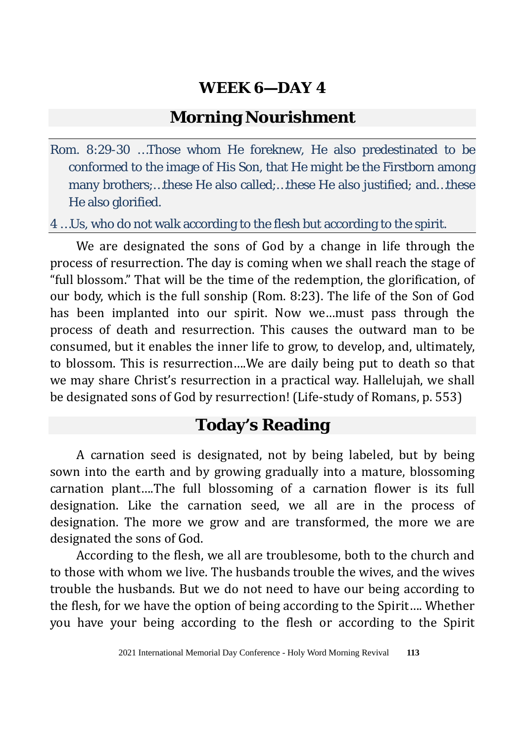# WEEK 6—DAY 4

## Morning Nourishment

Rom. 8:29-30 …Those whom He foreknew, He also predestinated to be conformed to the image of His Son, that He might be the Firstborn among many brothers;…these He also called;…these He also justified; and…these He also glorified.

4 …Us, who do not walk according to the flesh but according to the spirit.

We are designated the sons of God by a change in life through the process of resurrection. The day is coming when we shall reach the stage of "full blossom." That will be the time of the redemption, the glorification, of our body, which is the full sonship (Rom. 8:23). The life of the Son of God has been implanted into our spirit. Now we…must pass through the process of death and resurrection. This causes the outward man to be consumed, but it enables the inner life to grow, to develop, and, ultimately, to blossom. This is resurrection….We are daily being put to death so that we may share Christ's resurrection in a practical way. Hallelujah, we shall be designated sons of God by resurrection! (Life-study of Romans, p. 553)

## Today's Reading

A carnation seed is designated, not by being labeled, but by being sown into the earth and by growing gradually into a mature, blossoming carnation plant….The full blossoming of a carnation flower is its full designation. Like the carnation seed, we all are in the process of designation. The more we grow and are transformed, the more we are designated the sons of God.

According to the flesh, we all are troublesome, both to the church and to those with whom we live. The husbands trouble the wives, and the wives trouble the husbands. But we do not need to have our being according to the flesh, for we have the option of being according to the Spirit…. Whether you have your being according to the flesh or according to the Spirit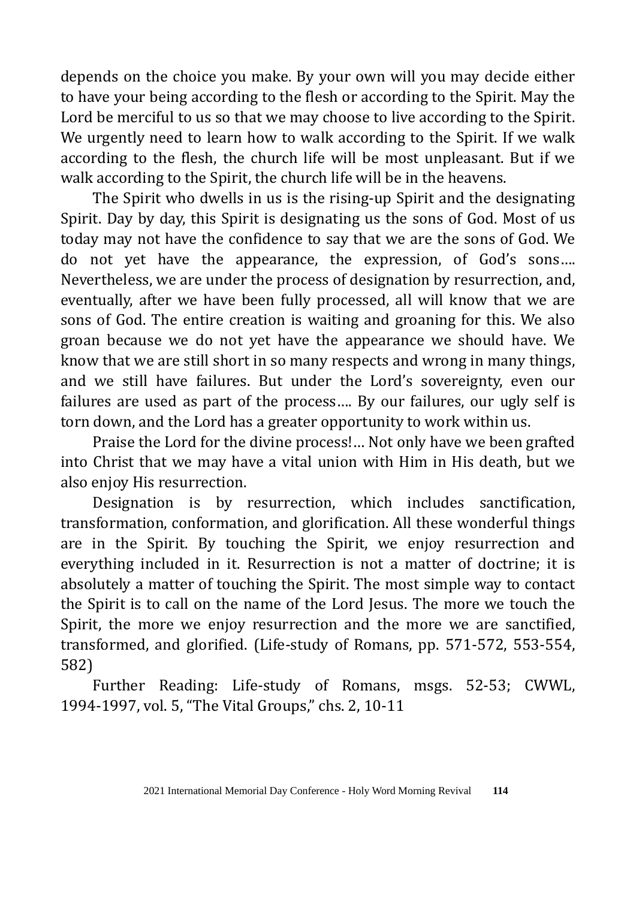depends on the choice you make. By your own will you may decide either to have your being according to the flesh or according to the Spirit. May the Lord be merciful to us so that we may choose to live according to the Spirit. We urgently need to learn how to walk according to the Spirit. If we walk according to the flesh, the church life will be most unpleasant. But if we walk according to the Spirit, the church life will be in the heavens.

The Spirit who dwells in us is the rising-up Spirit and the designating Spirit. Day by day, this Spirit is designating us the sons of God. Most of us today may not have the confidence to say that we are the sons of God. We do not yet have the appearance, the expression, of God's sons…. Nevertheless, we are under the process of designation by resurrection, and, eventually, after we have been fully processed, all will know that we are sons of God. The entire creation is waiting and groaning for this. We also groan because we do not yet have the appearance we should have. We know that we are still short in so many respects and wrong in many things, and we still have failures. But under the Lord's sovereignty, even our failures are used as part of the process…. By our failures, our ugly self is torn down, and the Lord has a greater opportunity to work within us.

Praise the Lord for the divine process!… Not only have we been grafted into Christ that we may have a vital union with Him in His death, but we also enjoy His resurrection.

Designation is by resurrection, which includes sanctification, transformation, conformation, and glorification. All these wonderful things are in the Spirit. By touching the Spirit, we enjoy resurrection and everything included in it. Resurrection is not a matter of doctrine; it is absolutely a matter of touching the Spirit. The most simple way to contact the Spirit is to call on the name of the Lord Jesus. The more we touch the Spirit, the more we enjoy resurrection and the more we are sanctified, transformed, and glorified. (Life-study of Romans, pp. 571-572, 553-554, 582)

Further Reading: Life-study of Romans, msgs. 52-53; CWWL, 1994-1997, vol. 5, "The Vital Groups," chs. 2, 10-11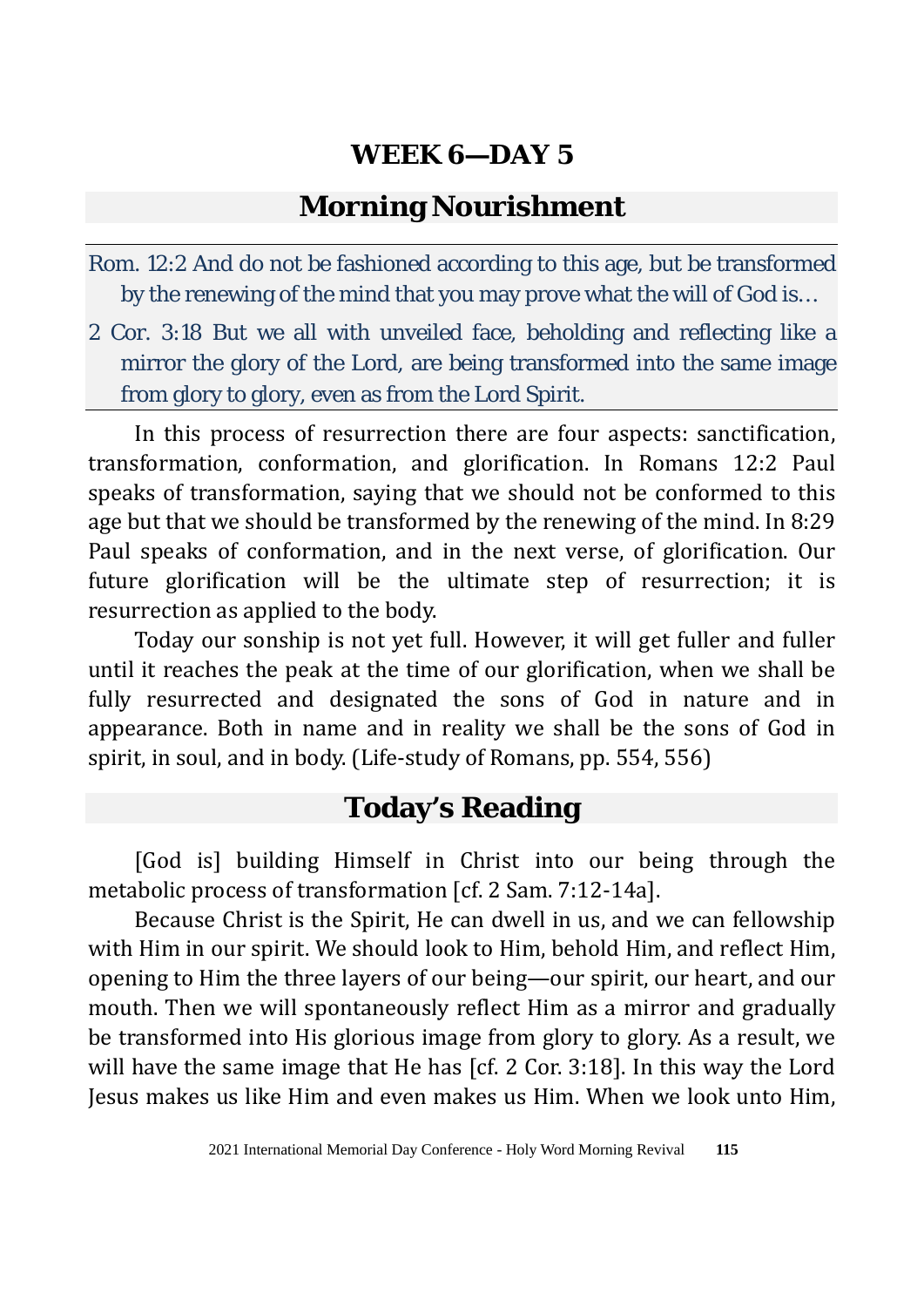## WEEK 6—DAY 5

## Morning Nourishment

Rom. 12:2 And do not be fashioned according to this age, but be transformed by the renewing of the mind that you may prove what the will of God is…

2 Cor. 3:18 But we all with unveiled face, beholding and reflecting like a mirror the glory of the Lord, are being transformed into the same image from glory to glory, even as from the Lord Spirit.

In this process of resurrection there are four aspects: sanctification, transformation, conformation, and glorification. In Romans 12:2 Paul speaks of transformation, saying that we should not be conformed to this age but that we should be transformed by the renewing of the mind. In 8:29 Paul speaks of conformation, and in the next verse, of glorification. Our future glorification will be the ultimate step of resurrection; it is resurrection as applied to the body.

Today our sonship is not yet full. However, it will get fuller and fuller until it reaches the peak at the time of our glorification, when we shall be fully resurrected and designated the sons of God in nature and in appearance. Both in name and in reality we shall be the sons of God in spirit, in soul, and in body. (Life-study of Romans, pp. 554, 556)

## Today's Reading

[God is] building Himself in Christ into our being through the metabolic process of transformation [cf. 2 Sam. 7:12-14a].

Because Christ is the Spirit, He can dwell in us, and we can fellowship with Him in our spirit. We should look to Him, behold Him, and reflect Him, opening to Him the three layers of our being—our spirit, our heart, and our mouth. Then we will spontaneously reflect Him as a mirror and gradually be transformed into His glorious image from glory to glory. As a result, we will have the same image that He has [cf. 2 Cor. 3:18]. In this way the Lord Jesus makes us like Him and even makes us Him. When we look unto Him,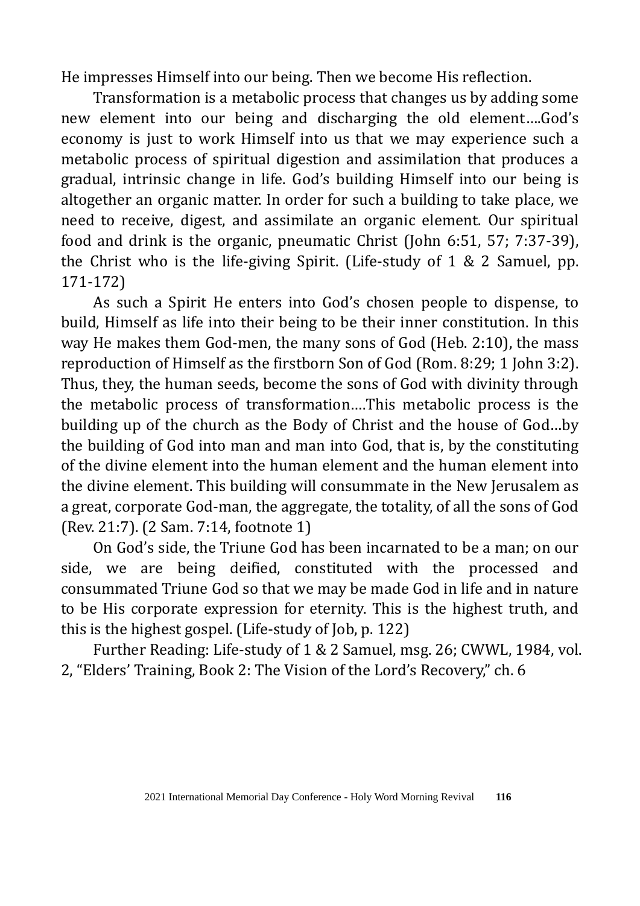He impresses Himself into our being. Then we become His reflection.

Transformation is a metabolic process that changes us by adding some new element into our being and discharging the old element….God's economy is just to work Himself into us that we may experience such a metabolic process of spiritual digestion and assimilation that produces a gradual, intrinsic change in life. God's building Himself into our being is altogether an organic matter. In order for such a building to take place, we need to receive, digest, and assimilate an organic element. Our spiritual food and drink is the organic, pneumatic Christ (John 6:51, 57; 7:37-39), the Christ who is the life-giving Spirit. (Life-study of 1 & 2 Samuel, pp. 171-172)

As such a Spirit He enters into God's chosen people to dispense, to build, Himself as life into their being to be their inner constitution. In this way He makes them God-men, the many sons of God (Heb. 2:10), the mass reproduction of Himself as the firstborn Son of God (Rom. 8:29; 1 John 3:2). Thus, they, the human seeds, become the sons of God with divinity through the metabolic process of transformation….This metabolic process is the building up of the church as the Body of Christ and the house of God…by the building of God into man and man into God, that is, by the constituting of the divine element into the human element and the human element into the divine element. This building will consummate in the New Jerusalem as a great, corporate God-man, the aggregate, the totality, of all the sons of God (Rev. 21:7). (2 Sam. 7:14, footnote 1)

On God's side, the Triune God has been incarnated to be a man; on our side, we are being deified, constituted with the processed and consummated Triune God so that we may be made God in life and in nature to be His corporate expression for eternity. This is the highest truth, and this is the highest gospel. (Life-study of Job, p. 122)

Further Reading: Life-study of 1 & 2 Samuel, msg. 26; CWWL, 1984, vol. 2, "Elders' Training, Book 2: The Vision of the Lord's Recovery," ch. 6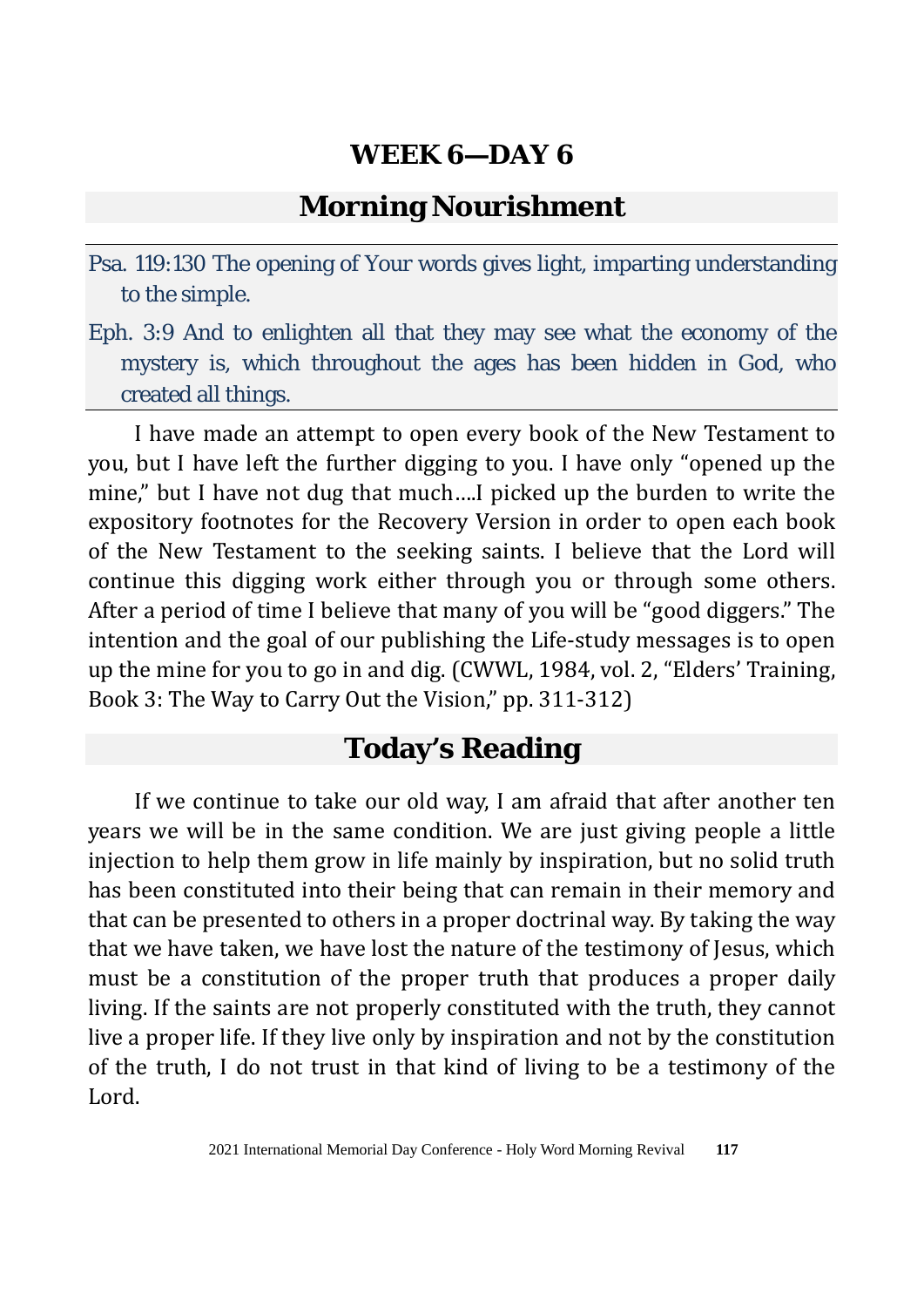## WEEK 6—DAY 6

### Morning Nourishment

Psa. 119:130 The opening of Your words gives light, imparting understanding to the simple.

Eph. 3:9 And to enlighten all that they may see what the economy of the mystery is, which throughout the ages has been hidden in God, who created all things.

I have made an attempt to open every book of the New Testament to you, but I have left the further digging to you. I have only "opened up the mine," but I have not dug that much….I picked up the burden to write the expository footnotes for the Recovery Version in order to open each book of the New Testament to the seeking saints. I believe that the Lord will continue this digging work either through you or through some others. After a period of time I believe that many of you will be "good diggers." The intention and the goal of our publishing the Life-study messages is to open up the mine for you to go in and dig. (CWWL, 1984, vol. 2, "Elders' Training, Book 3: The Way to Carry Out the Vision," pp. 311-312)

### Today's Reading

If we continue to take our old way, I am afraid that after another ten years we will be in the same condition. We are just giving people a little injection to help them grow in life mainly by inspiration, but no solid truth has been constituted into their being that can remain in their memory and that can be presented to others in a proper doctrinal way. By taking the way that we have taken, we have lost the nature of the testimony of Jesus, which must be a constitution of the proper truth that produces a proper daily living. If the saints are not properly constituted with the truth, they cannot live a proper life. If they live only by inspiration and not by the constitution of the truth, I do not trust in that kind of living to be a testimony of the Lord.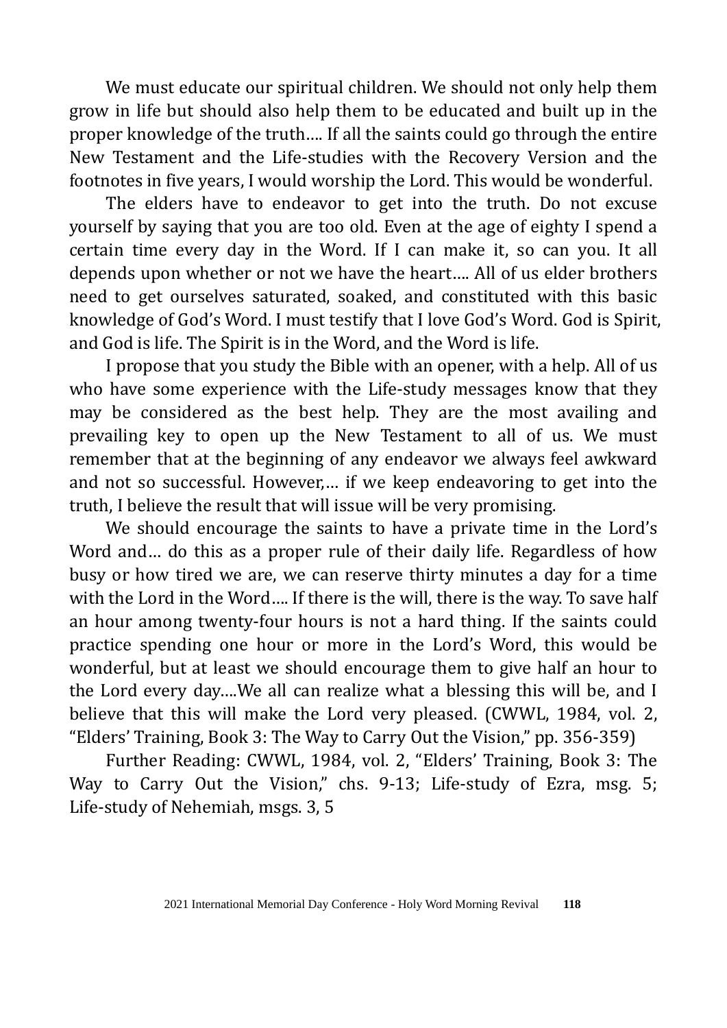We must educate our spiritual children. We should not only help them grow in life but should also help them to be educated and built up in the proper knowledge of the truth…. If all the saints could go through the entire New Testament and the Life-studies with the Recovery Version and the footnotes in five years, I would worship the Lord. This would be wonderful.

The elders have to endeavor to get into the truth. Do not excuse yourself by saying that you are too old. Even at the age of eighty I spend a certain time every day in the Word. If I can make it, so can you. It all depends upon whether or not we have the heart…. All of us elder brothers need to get ourselves saturated, soaked, and constituted with this basic knowledge of God's Word. I must testify that I love God's Word. God is Spirit, and God is life. The Spirit is in the Word, and the Word is life.

I propose that you study the Bible with an opener, with a help. All of us who have some experience with the Life-study messages know that they may be considered as the best help. They are the most availing and prevailing key to open up the New Testament to all of us. We must remember that at the beginning of any endeavor we always feel awkward and not so successful. However,… if we keep endeavoring to get into the truth, I believe the result that will issue will be very promising.

We should encourage the saints to have a private time in the Lord's Word and… do this as a proper rule of their daily life. Regardless of how busy or how tired we are, we can reserve thirty minutes a day for a time with the Lord in the Word…. If there is the will, there is the way. To save half an hour among twenty-four hours is not a hard thing. If the saints could practice spending one hour or more in the Lord's Word, this would be wonderful, but at least we should encourage them to give half an hour to the Lord every day….We all can realize what a blessing this will be, and I believe that this will make the Lord very pleased. (CWWL, 1984, vol. 2, "Elders' Training, Book 3: The Way to Carry Out the Vision," pp. 356-359)

Further Reading: CWWL, 1984, vol. 2, "Elders' Training, Book 3: The Way to Carry Out the Vision," chs. 9-13; Life-study of Ezra, msg. 5; Life-study of Nehemiah, msgs. 3, 5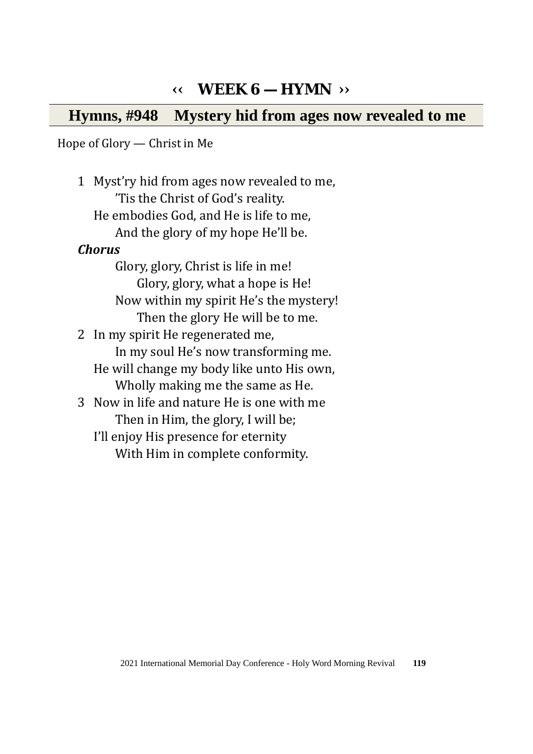# ‹‹ WEEK 6 — HYMN ››

## Hymns, #948 Mystery hid from ages now revealed to me

Hope of Glory — Christ in Me

1 Myst’ry hid from ages now revealed to me,
 ’Tis the Christ of God’s reality.
He embodies God, and He is life to me,
 And the glory of my hope He’ll be.

***Chorus***

 Glory, glory, Christ is life in me!
  Glory, glory, what a hope is He!
 Now within my spirit He’s the mystery!
  Then the glory He will be to me.

2 In my spirit He regenerated me,
 In my soul He’s now transforming me.
He will change my body like unto His own,
 Wholly making me the same as He.

3 Now in life and nature He is one with me
 Then in Him, the glory, I will be;
I’ll enjoy His presence for eternity
 With Him in complete conformity.